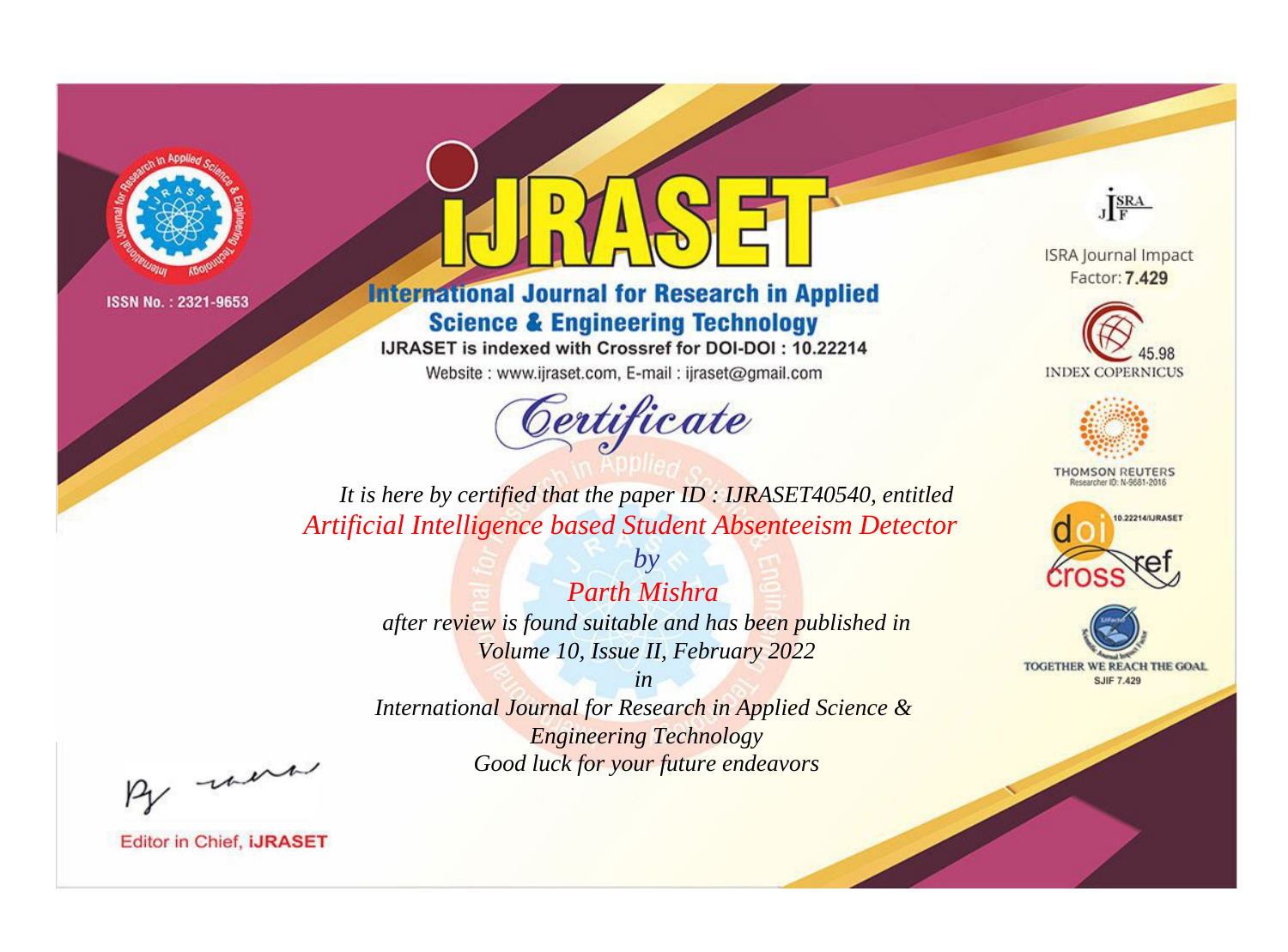ISSN No. : 2321-9653

# IJRASET

## International Journal for Research in Applied Science & Engineering Technology

IJRASET is indexed with Crossref for DOI-DOI : 10.22214

Website : www.ijraset.com, E-mail : ijraset@gmail.com

ISRA Journal Impact Factor: **7.429**

45.98 INDEX COPERNICUS

THOMSON REUTERS Researcher ID: N-9681-2016

10.22214/IJRASET

TOGETHER WE REACH THE GOAL SJIF 7.429

## *Certificate*

*It is here by certified that the paper ID : IJRASET40540, entitled*

*Artificial Intelligence based Student Absenteeism Detector*

*by*

*Parth Mishra*

*after review is found suitable and has been published in*

*Volume 10, Issue II, February 2022*

*in*

*International Journal for Research in Applied Science & Engineering Technology*

*Good luck for your future endeavors*

Editor in Chief, **iJRASET**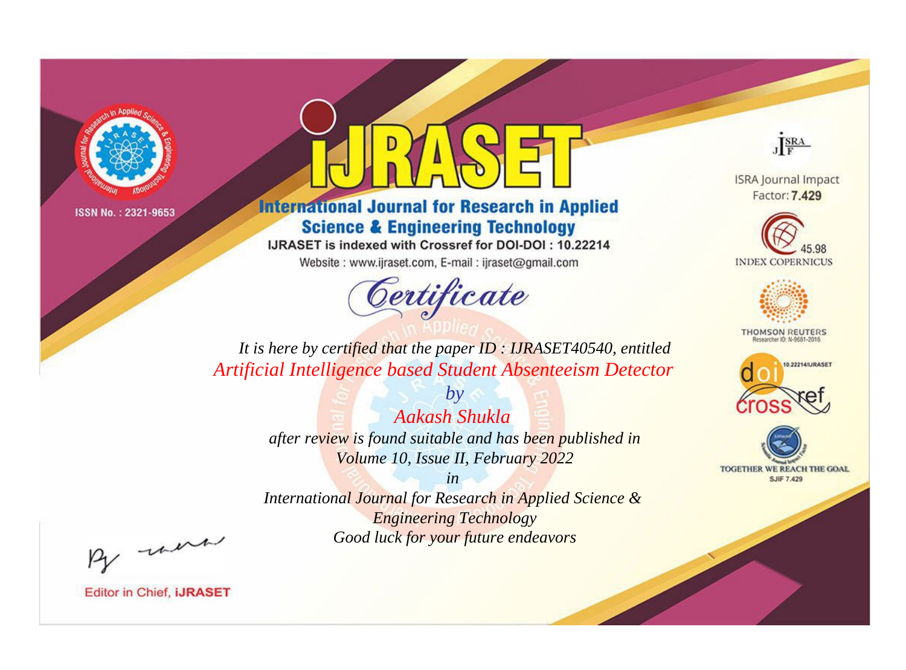ISSN No. : 2321-9653

# IJRASET

## International Journal for Research in Applied Science & Engineering Technology

IJRASET is indexed with Crossref for DOI-DOI : 10.22214

Website : www.ijraset.com, E-mail : ijraset@gmail.com

## Certificate

*It is here by certified that the paper ID : IJRASET40540, entitled*

*Artificial Intelligence based Student Absenteeism Detector*

*by*

*Aakash Shukla*

*after review is found suitable and has been published in*

*Volume 10, Issue II, February 2022*

*in*

*International Journal for Research in Applied Science & Engineering Technology*

*Good luck for your future endeavors*

ISRA Journal Impact Factor: **7.429**

45.98 INDEX COPERNICUS

THOMSON REUTERS Researcher ID: N-9681-2016

10.22214/IJRASET

TOGETHER WE REACH THE GOAL SJIF 7.429

Editor in Chief, **IJRASET**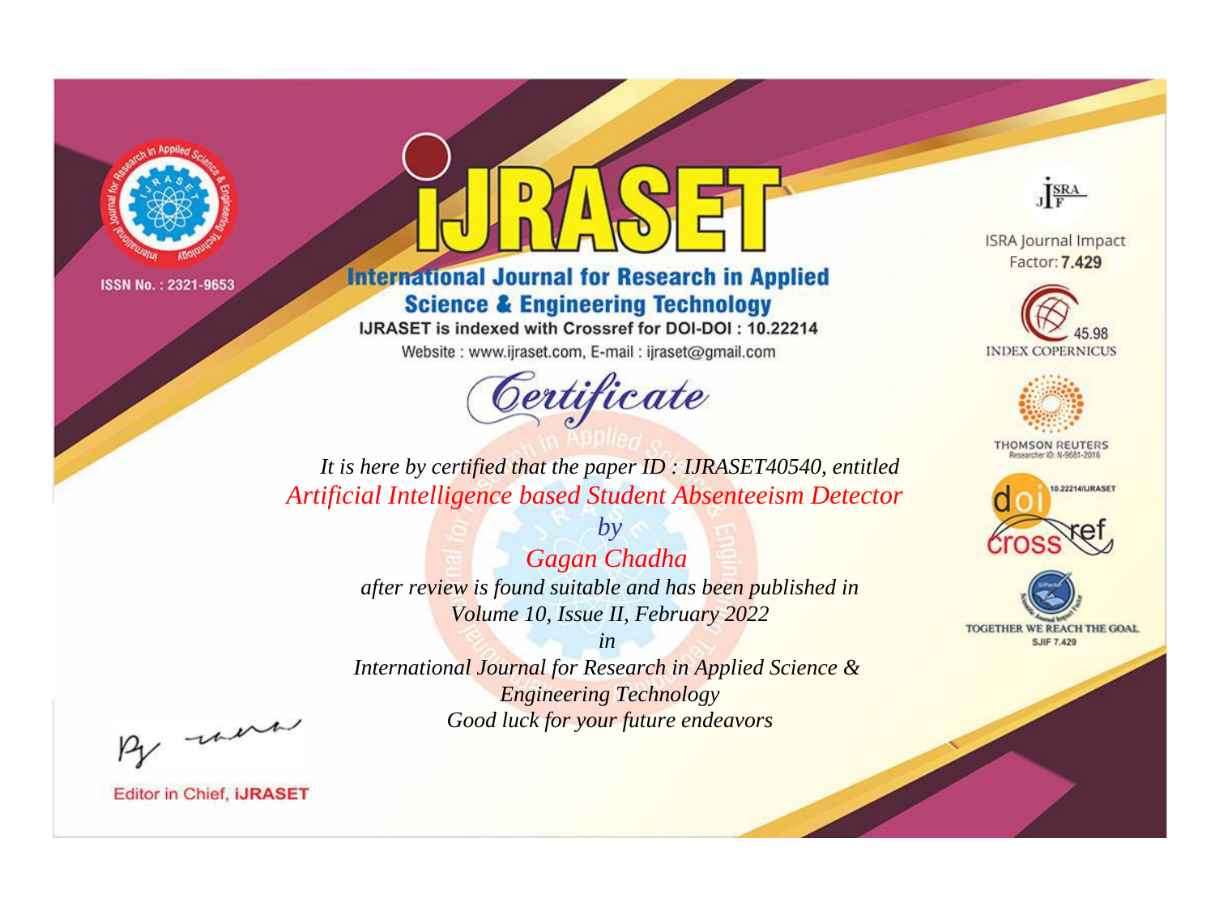ISSN No. : 2321-9653

# IJRASET

## International Journal for Research in Applied Science & Engineering Technology

IJRASET is indexed with Crossref for DOI-DOI : 10.22214

Website : www.ijraset.com, E-mail : ijraset@gmail.com

ISRA Journal Impact Factor: **7.429**

45.98 INDEX COPERNICUS

THOMSON REUTERS Researcher ID: N-9681-2016

10.22214/IJRASET

TOGETHER WE REACH THE GOAL SJIF 7.429

# *Certificate*

*It is here by certified that the paper ID : IJRASET40540, entitled*

*Artificial Intelligence based Student Absenteeism Detector*

*by*

*Gagan Chadha*

*after review is found suitable and has been published in*

*Volume 10, Issue II, February 2022*

*in*

*International Journal for Research in Applied Science & Engineering Technology*

*Good luck for your future endeavors*

Editor in Chief, **iJRASET**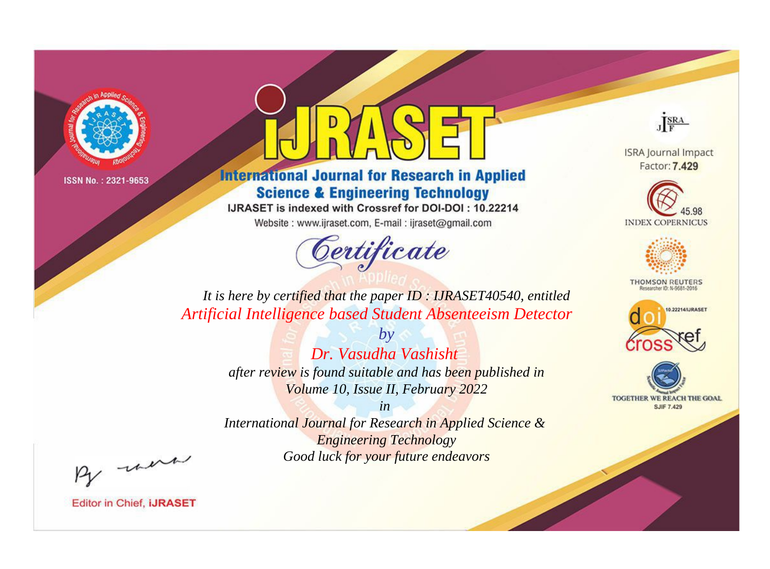ISSN No. : 2321-9653

# IJRASET

## International Journal for Research in Applied Science & Engineering Technology

IJRASET is indexed with Crossref for DOI-DOI : 10.22214

Website : www.ijraset.com, E-mail : ijraset@gmail.com

ISRA Journal Impact Factor: **7.429**

45.98 INDEX COPERNICUS

THOMSON REUTERS Researcher ID: N-9681-2016

10.22214/IJRASET

TOGETHER WE REACH THE GOAL SJIF 7.429

*Certificate*

*It is here by certified that the paper ID : IJRASET40540, entitled*

*Artificial Intelligence based Student Absenteeism Detector*

*by*

*Dr. Vasudha Vashisht*

*after review is found suitable and has been published in*

*Volume 10, Issue II, February 2022*

*in*

*International Journal for Research in Applied Science & Engineering Technology*

*Good luck for your future endeavors*

Editor in Chief, **iJRASET**